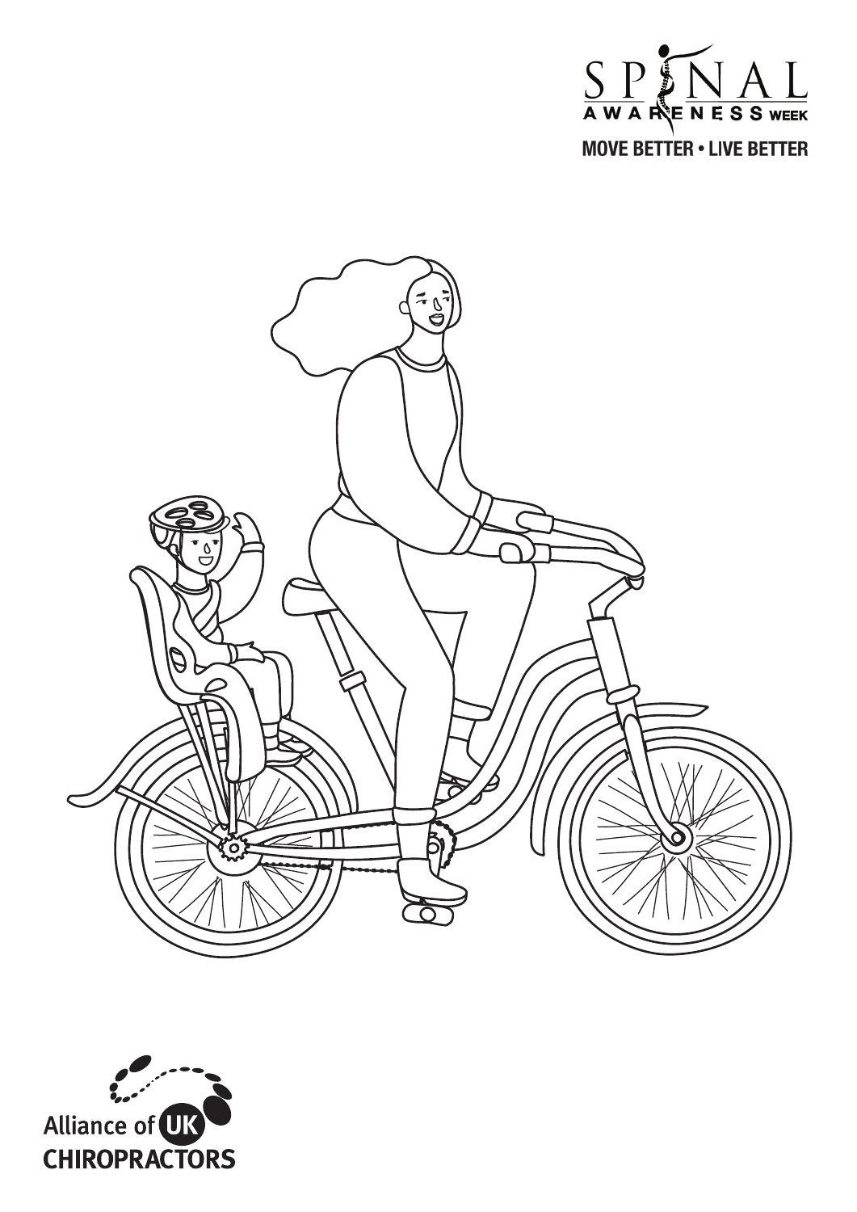SPINAL AWARENESS WEEK

MOVE BETTER • LIVE BETTER

Alliance of UK CHIROPRACTORS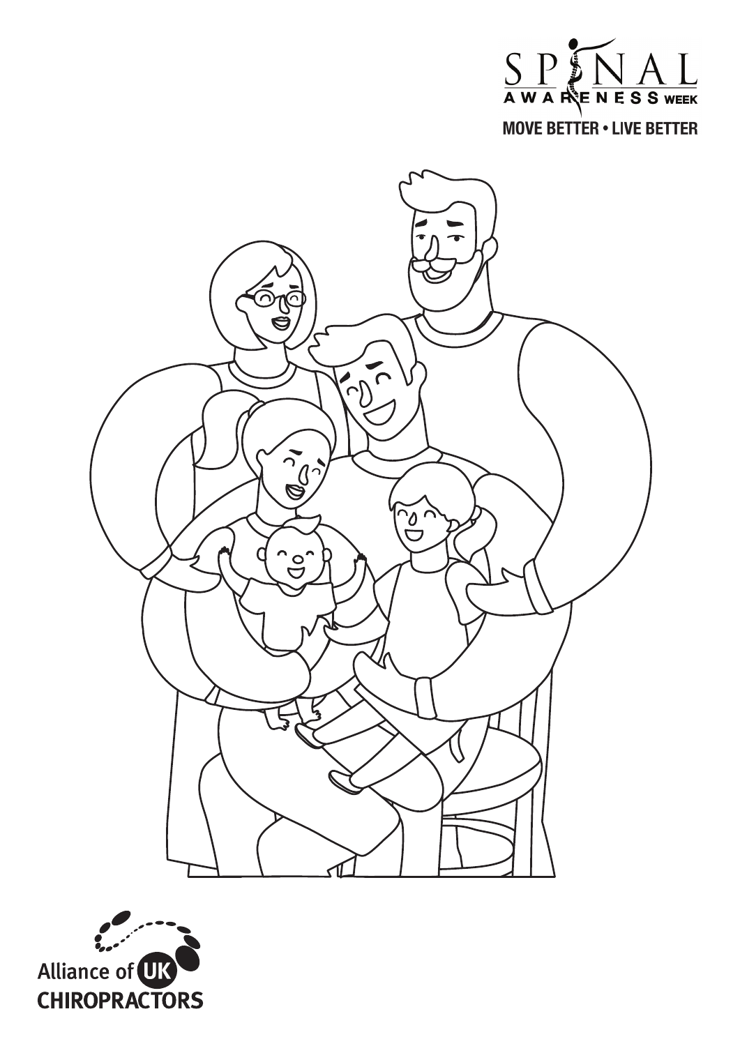SPINAL AWARENESS WEEK

MOVE BETTER • LIVE BETTER

Alliance of UK CHIROPRACTORS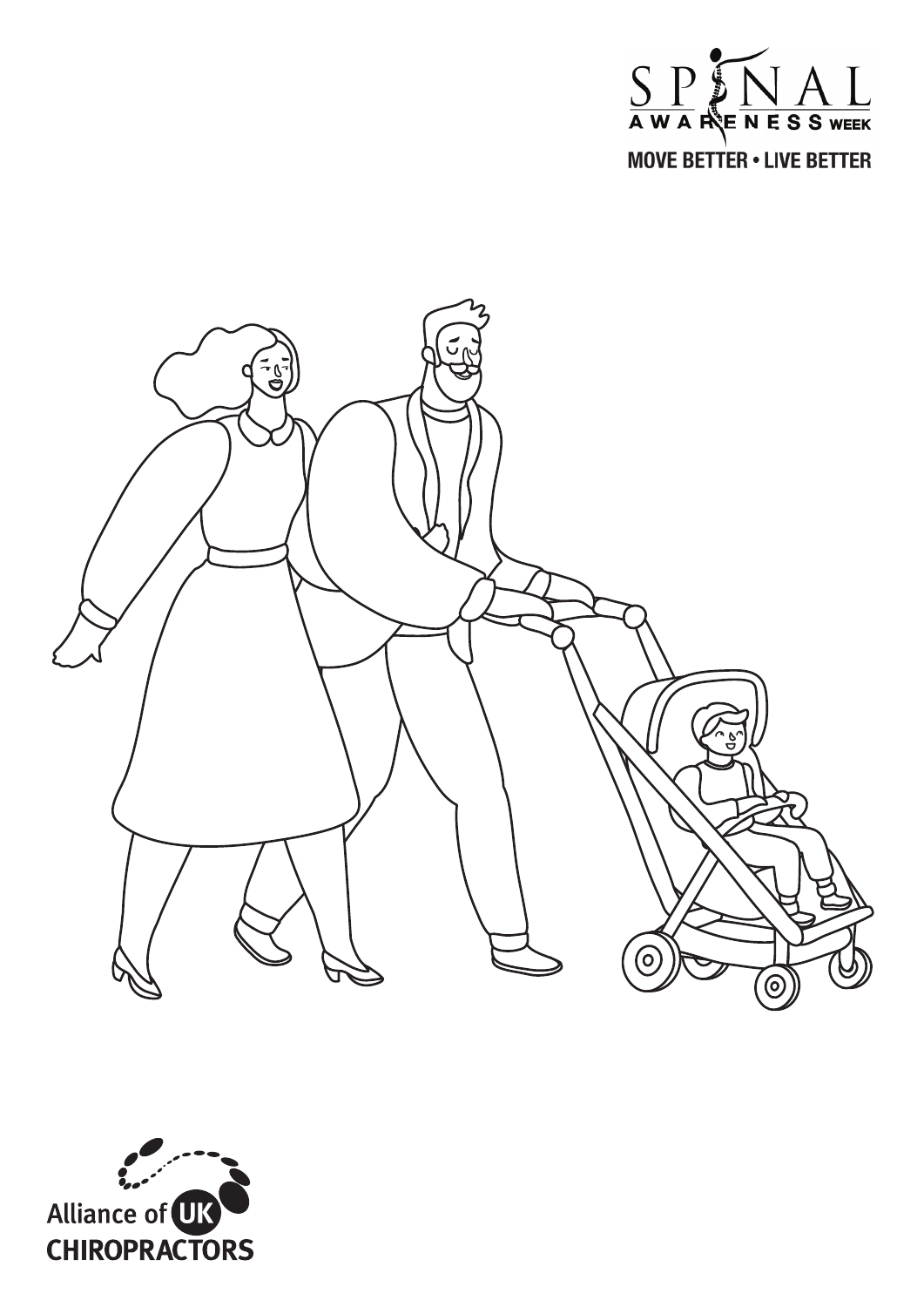SPINAL AWARENESS WEEK

MOVE BETTER • LIVE BETTER

Alliance of UK CHIROPRACTORS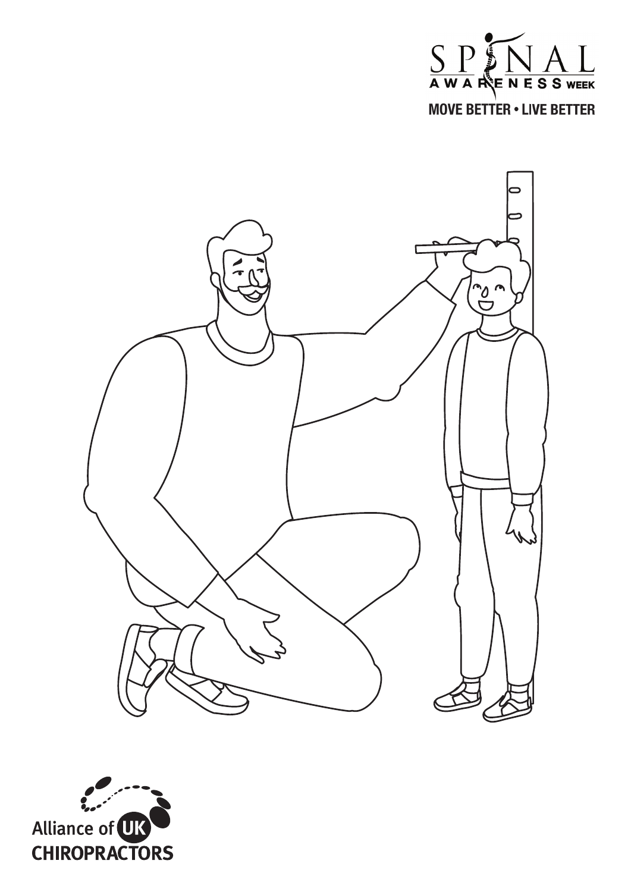SPINAL AWARENESS WEEK

MOVE BETTER • LIVE BETTER

Alliance of UK CHIROPRACTORS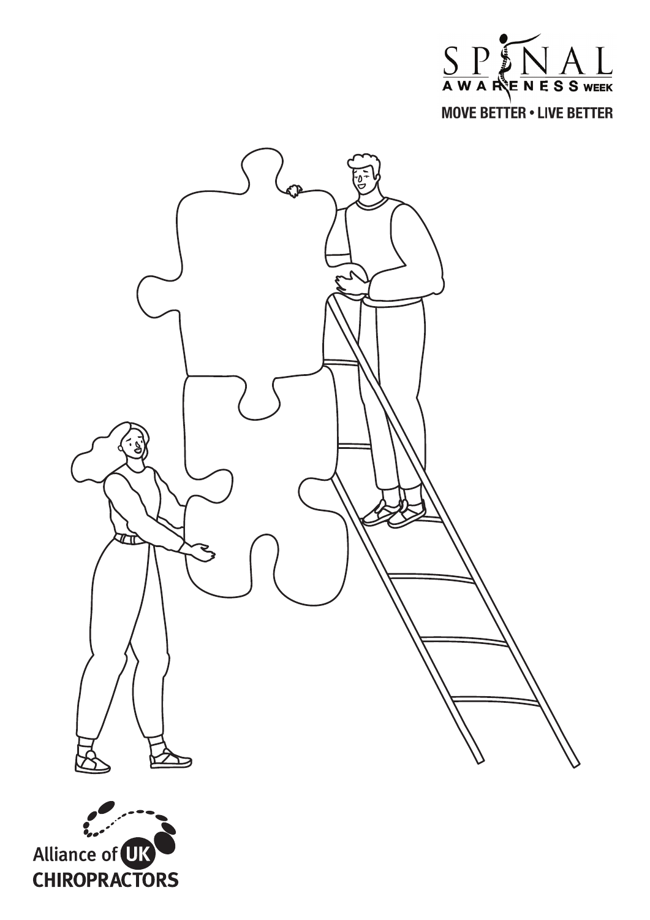SPINAL AWARENESS WEEK

MOVE BETTER • LIVE BETTER

Alliance of UK CHIROPRACTORS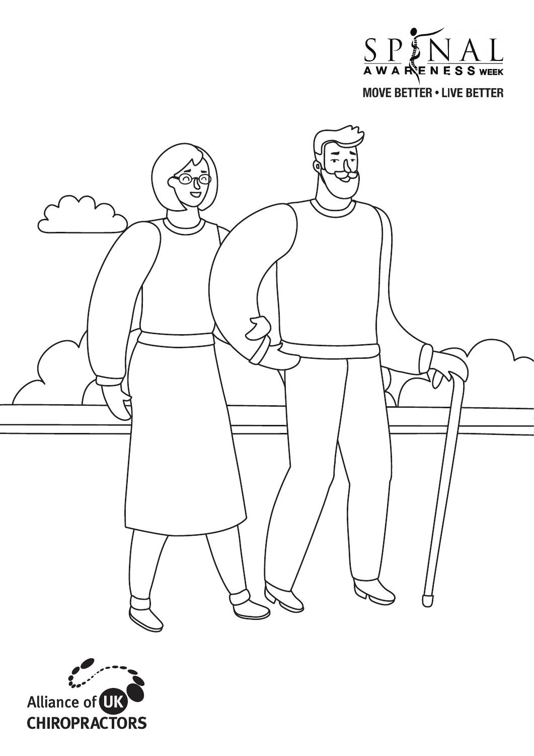SPINAL AWARENESS WEEK

MOVE BETTER • LIVE BETTER

Alliance of UK CHIROPRACTORS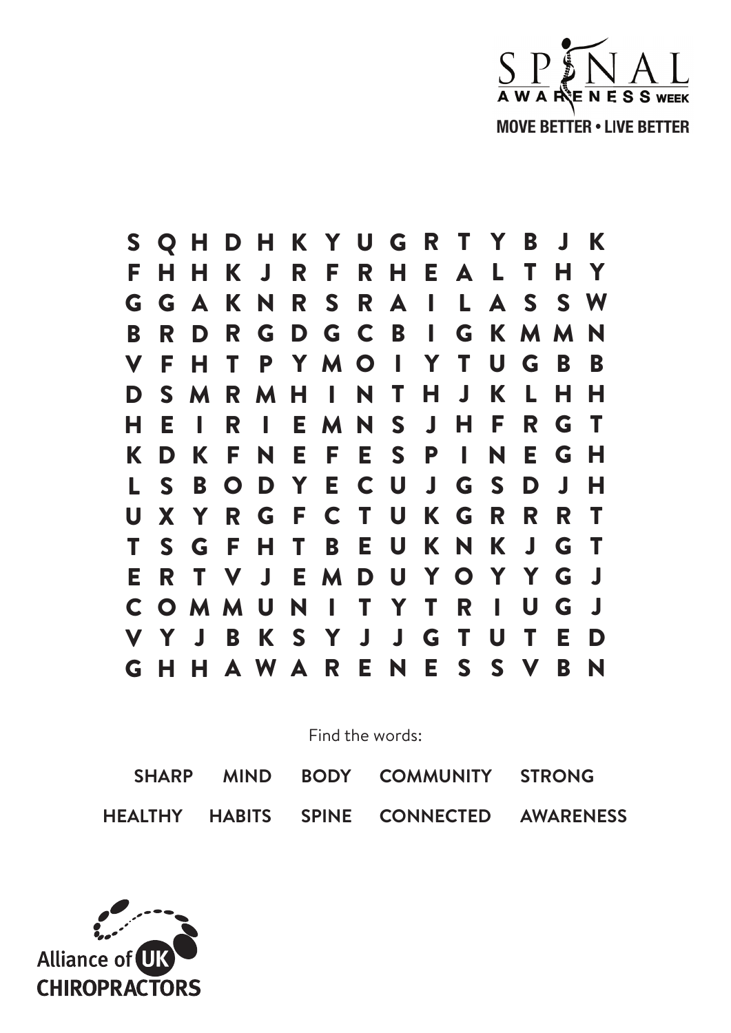SPINAL AWARENESS WEEK

MOVE BETTER • LIVE BETTER

```
S Q H D H K Y U G R T Y B J K
F H H K J R F R H E A L T H Y
G G A K N R S R A I L A S S W
B R D R G D G C B I G K M M N
V F H T P Y M O I Y T U G B B
D S M R M H I N T H J K L H H
H E I R I E M N S J H F R G T
K D K F N E F E S P I N E G H
L S B O D Y E C U J G S D J H
U X Y R G F C T U K G R R R T
T S G F H T B E U K N K J G T
E R T V J E M D U Y O Y Y G J
C O M M U N I T Y T R I U G J
V Y J B K S Y J J G T U T E D
G H H A W A R E N E S S V B N
```

Find the words:

SHARP MIND BODY COMMUNITY STRONG

HEALTHY HABITS SPINE CONNECTED AWARENESS

Alliance of UK CHIROPRACTORS